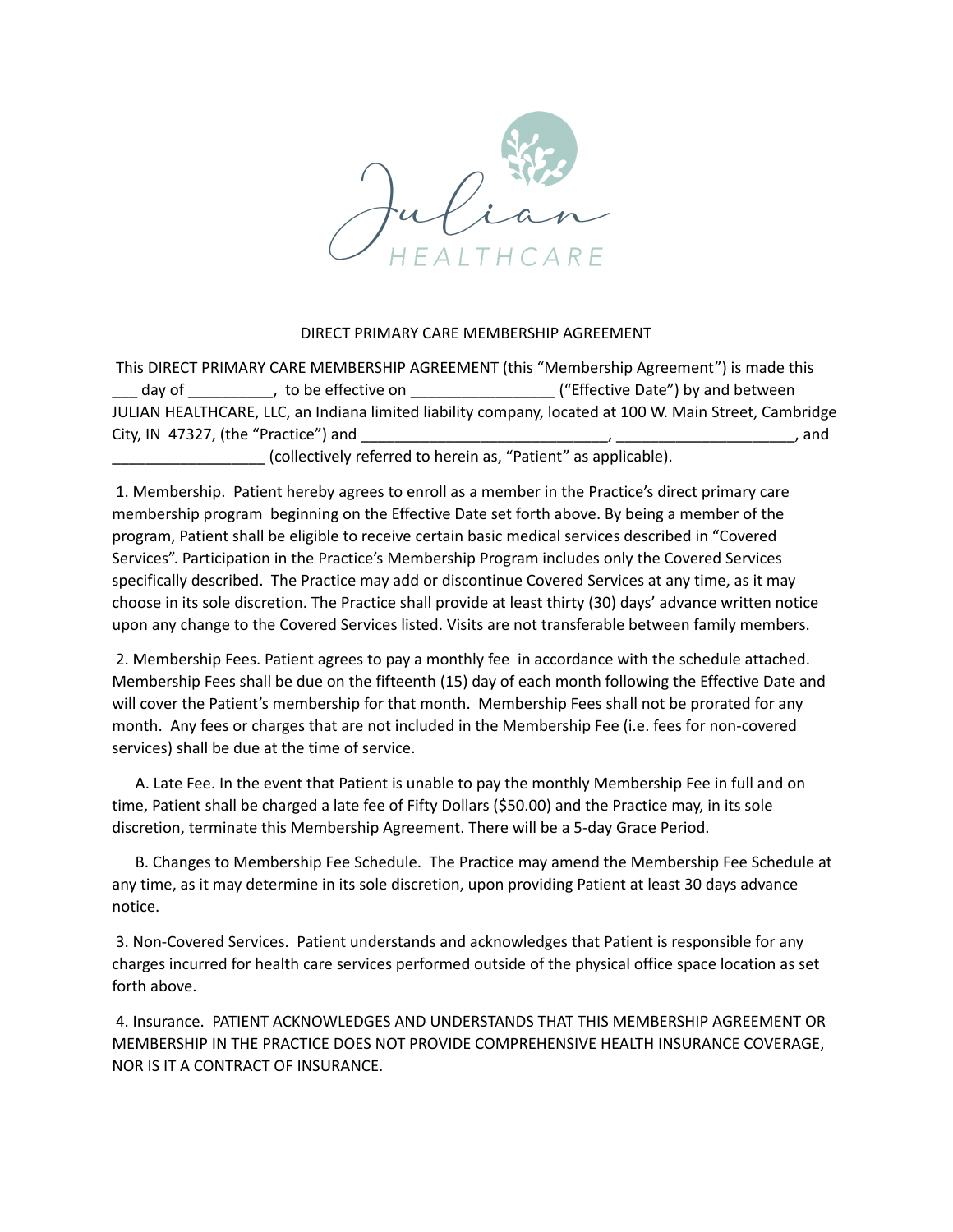Julian HEALTHCARE

# DIRECT PRIMARY CARE MEMBERSHIP AGREEMENT

This DIRECT PRIMARY CARE MEMBERSHIP AGREEMENT (this "Membership Agreement") is made this ___ day of __________, to be effective on ________________ ("Effective Date") by and between JULIAN HEALTHCARE, LLC, an Indiana limited liability company, located at 100 W. Main Street, Cambridge City, IN 47327, (the "Practice") and ____________________________, _____________________, and __________________ (collectively referred to herein as, "Patient" as applicable).

1. Membership. Patient hereby agrees to enroll as a member in the Practice's direct primary care membership program beginning on the Effective Date set forth above. By being a member of the program, Patient shall be eligible to receive certain basic medical services described in "Covered Services". Participation in the Practice's Membership Program includes only the Covered Services specifically described. The Practice may add or discontinue Covered Services at any time, as it may choose in its sole discretion. The Practice shall provide at least thirty (30) days' advance written notice upon any change to the Covered Services listed. Visits are not transferable between family members.

2. Membership Fees. Patient agrees to pay a monthly fee in accordance with the schedule attached. Membership Fees shall be due on the fifteenth (15) day of each month following the Effective Date and will cover the Patient's membership for that month. Membership Fees shall not be prorated for any month. Any fees or charges that are not included in the Membership Fee (i.e. fees for non-covered services) shall be due at the time of service.

A. Late Fee. In the event that Patient is unable to pay the monthly Membership Fee in full and on time, Patient shall be charged a late fee of Fifty Dollars ($50.00) and the Practice may, in its sole discretion, terminate this Membership Agreement. There will be a 5-day Grace Period.

B. Changes to Membership Fee Schedule. The Practice may amend the Membership Fee Schedule at any time, as it may determine in its sole discretion, upon providing Patient at least 30 days advance notice.

3. Non-Covered Services. Patient understands and acknowledges that Patient is responsible for any charges incurred for health care services performed outside of the physical office space location as set forth above.

4. Insurance. PATIENT ACKNOWLEDGES AND UNDERSTANDS THAT THIS MEMBERSHIP AGREEMENT OR MEMBERSHIP IN THE PRACTICE DOES NOT PROVIDE COMPREHENSIVE HEALTH INSURANCE COVERAGE, NOR IS IT A CONTRACT OF INSURANCE.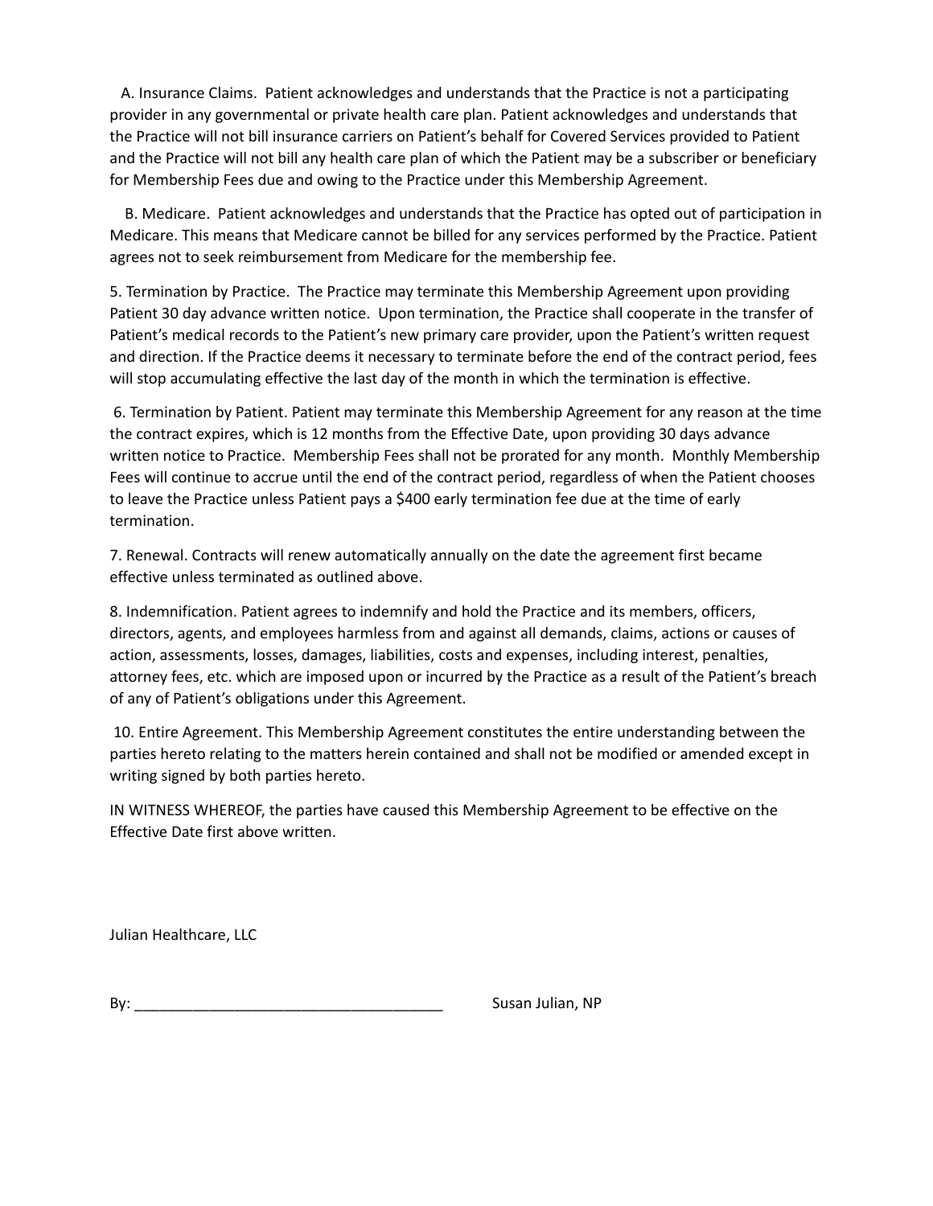A. Insurance Claims. Patient acknowledges and understands that the Practice is not a participating provider in any governmental or private health care plan. Patient acknowledges and understands that the Practice will not bill insurance carriers on Patient's behalf for Covered Services provided to Patient and the Practice will not bill any health care plan of which the Patient may be a subscriber or beneficiary for Membership Fees due and owing to the Practice under this Membership Agreement.

B. Medicare. Patient acknowledges and understands that the Practice has opted out of participation in Medicare. This means that Medicare cannot be billed for any services performed by the Practice. Patient agrees not to seek reimbursement from Medicare for the membership fee.

5. Termination by Practice. The Practice may terminate this Membership Agreement upon providing Patient 30 day advance written notice. Upon termination, the Practice shall cooperate in the transfer of Patient's medical records to the Patient's new primary care provider, upon the Patient's written request and direction. If the Practice deems it necessary to terminate before the end of the contract period, fees will stop accumulating effective the last day of the month in which the termination is effective.

6. Termination by Patient. Patient may terminate this Membership Agreement for any reason at the time the contract expires, which is 12 months from the Effective Date, upon providing 30 days advance written notice to Practice. Membership Fees shall not be prorated for any month. Monthly Membership Fees will continue to accrue until the end of the contract period, regardless of when the Patient chooses to leave the Practice unless Patient pays a $400 early termination fee due at the time of early termination.

7. Renewal. Contracts will renew automatically annually on the date the agreement first became effective unless terminated as outlined above.

8. Indemnification. Patient agrees to indemnify and hold the Practice and its members, officers, directors, agents, and employees harmless from and against all demands, claims, actions or causes of action, assessments, losses, damages, liabilities, costs and expenses, including interest, penalties, attorney fees, etc. which are imposed upon or incurred by the Practice as a result of the Patient's breach of any of Patient's obligations under this Agreement.

10. Entire Agreement. This Membership Agreement constitutes the entire understanding between the parties hereto relating to the matters herein contained and shall not be modified or amended except in writing signed by both parties hereto.

IN WITNESS WHEREOF, the parties have caused this Membership Agreement to be effective on the Effective Date first above written.

Julian Healthcare, LLC

By: _____________________________________ Susan Julian, NP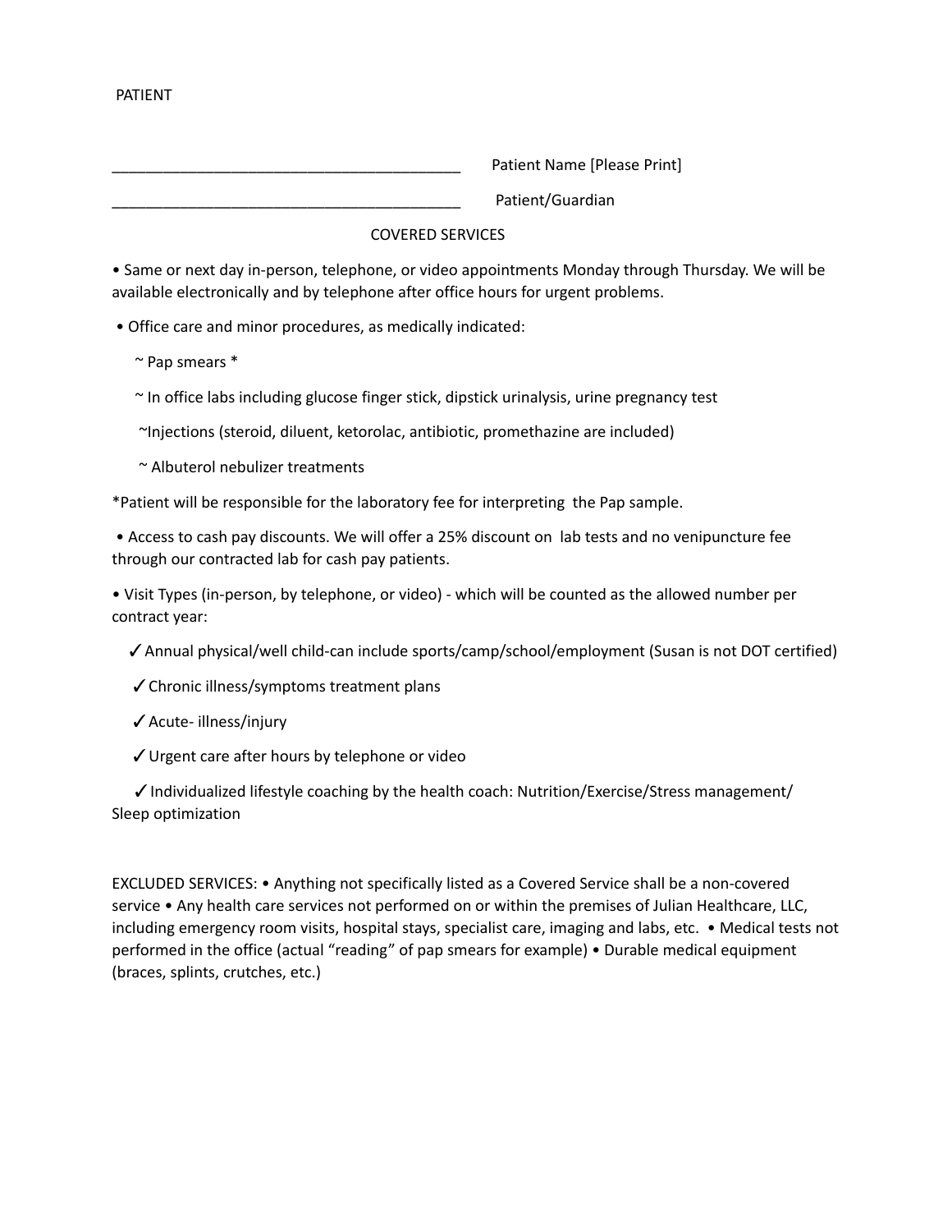PATIENT

_________________________________________ Patient Name [Please Print]

_________________________________________ Patient/Guardian

## COVERED SERVICES

- Same or next day in-person, telephone, or video appointments Monday through Thursday. We will be available electronically and by telephone after office hours for urgent problems.
- Office care and minor procedures, as medically indicated:
  - ~ Pap smears *
  - ~ In office labs including glucose finger stick, dipstick urinalysis, urine pregnancy test
  - ~Injections (steroid, diluent, ketorolac, antibiotic, promethazine are included)
  - ~ Albuterol nebulizer treatments

*Patient will be responsible for the laboratory fee for interpreting the Pap sample.

- Access to cash pay discounts. We will offer a 25% discount on lab tests and no venipuncture fee through our contracted lab for cash pay patients.
- Visit Types (in-person, by telephone, or video) - which will be counted as the allowed number per contract year:
  - ✓ Annual physical/well child-can include sports/camp/school/employment (Susan is not DOT certified)
  - ✓ Chronic illness/symptoms treatment plans
  - ✓ Acute- illness/injury
  - ✓ Urgent care after hours by telephone or video
  - ✓ Individualized lifestyle coaching by the health coach: Nutrition/Exercise/Stress management/ Sleep optimization

EXCLUDED SERVICES: • Anything not specifically listed as a Covered Service shall be a non-covered service • Any health care services not performed on or within the premises of Julian Healthcare, LLC, including emergency room visits, hospital stays, specialist care, imaging and labs, etc. • Medical tests not performed in the office (actual "reading" of pap smears for example) • Durable medical equipment (braces, splints, crutches, etc.)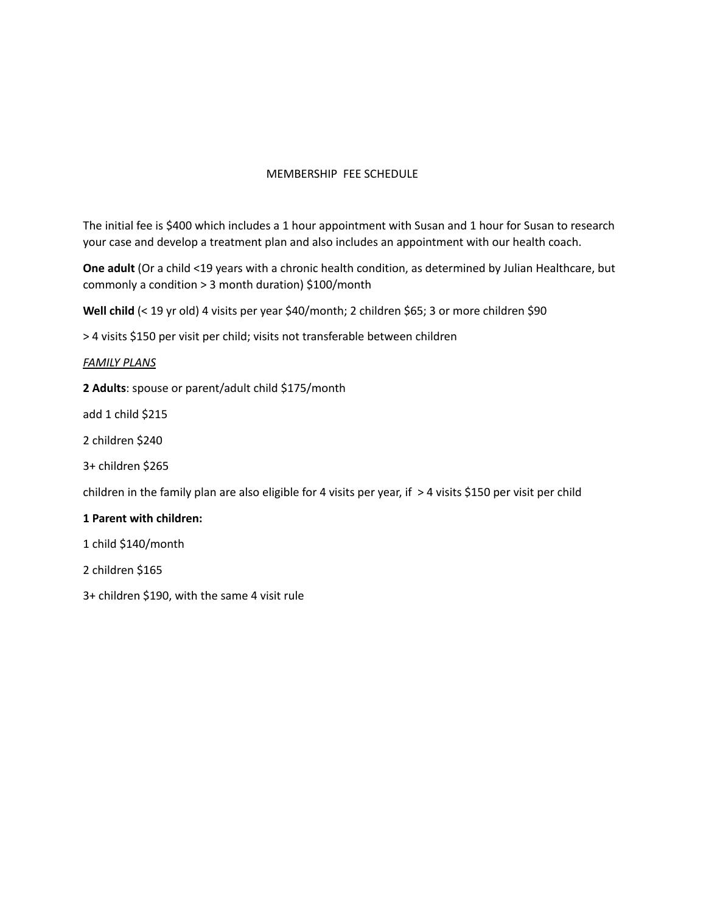# MEMBERSHIP FEE SCHEDULE

The initial fee is $400 which includes a 1 hour appointment with Susan and 1 hour for Susan to research your case and develop a treatment plan and also includes an appointment with our health coach.

**One adult** (Or a child <19 years with a chronic health condition, as determined by Julian Healthcare, but commonly a condition > 3 month duration) $100/month

**Well child** (< 19 yr old) 4 visits per year $40/month; 2 children $65; 3 or more children $90

> 4 visits $150 per visit per child; visits not transferable between children

*FAMILY PLANS*

**2 Adults**: spouse or parent/adult child $175/month

add 1 child $215

2 children $240

3+ children $265

children in the family plan are also eligible for 4 visits per year, if > 4 visits $150 per visit per child

**1 Parent with children:**

1 child $140/month

2 children $165

3+ children $190, with the same 4 visit rule